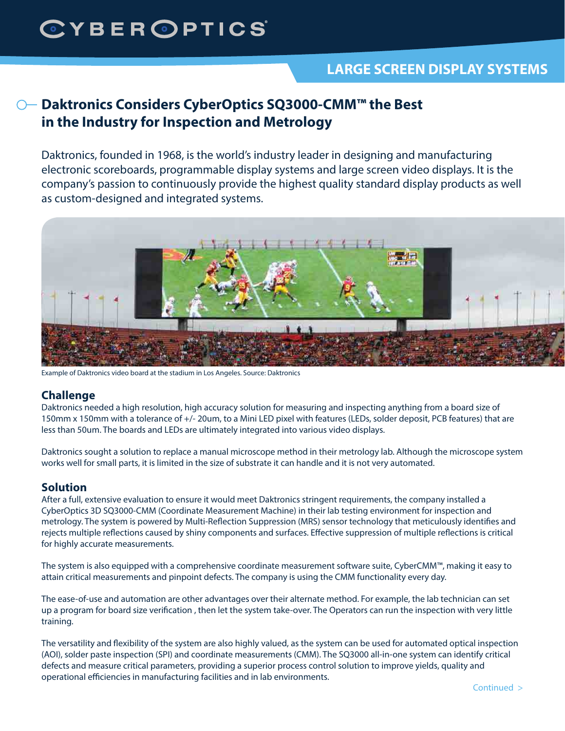# LARGE SCREEN DISPLAY SYSTEMS

## Daktronics Considers CyberOptics SQ3000-CMM™ the Best in the Industry for Inspection and Metrology

Daktronics, founded in 1968, is the world's industry leader in designing and manufacturing electronic scoreboards, programmable display systems and large screen video displays. It is the company's passion to continuously provide the highest quality standard display products as well as custom-designed and integrated systems.

Example of Daktronics video board at the stadium in Los Angeles. Source: Daktronics

### Challenge

Daktronics needed a high resolution, high accuracy solution for measuring and inspecting anything from a board size of 150mm x 150mm with a tolerance of +/- 20um, to a Mini LED pixel with features (LEDs, solder deposit, PCB features) that are less than 50um. The boards and LEDs are ultimately integrated into various video displays.

Daktronics sought a solution to replace a manual microscope method in their metrology lab. Although the microscope system works well for small parts, it is limited in the size of substrate it can handle and it is not very automated.

### Solution

After a full, extensive evaluation to ensure it would meet Daktronics stringent requirements, the company installed a CyberOptics 3D SQ3000-CMM (Coordinate Measurement Machine) in their lab testing environment for inspection and metrology. The system is powered by Multi-Reflection Suppression (MRS) sensor technology that meticulously identifies and rejects multiple reflections caused by shiny components and surfaces. Effective suppression of multiple reflections is critical for highly accurate measurements.

The system is also equipped with a comprehensive coordinate measurement software suite, CyberCMM™, making it easy to attain critical measurements and pinpoint defects. The company is using the CMM functionality every day.

The ease-of-use and automation are other advantages over their alternate method. For example, the lab technician can set up a program for board size verification , then let the system take-over. The Operators can run the inspection with very little training.

The versatility and flexibility of the system are also highly valued, as the system can be used for automated optical inspection (AOI), solder paste inspection (SPI) and coordinate measurements (CMM). The SQ3000 all-in-one system can identify critical defects and measure critical parameters, providing a superior process control solution to improve yields, quality and operational efficiencies in manufacturing facilities and in lab environments.

Continued >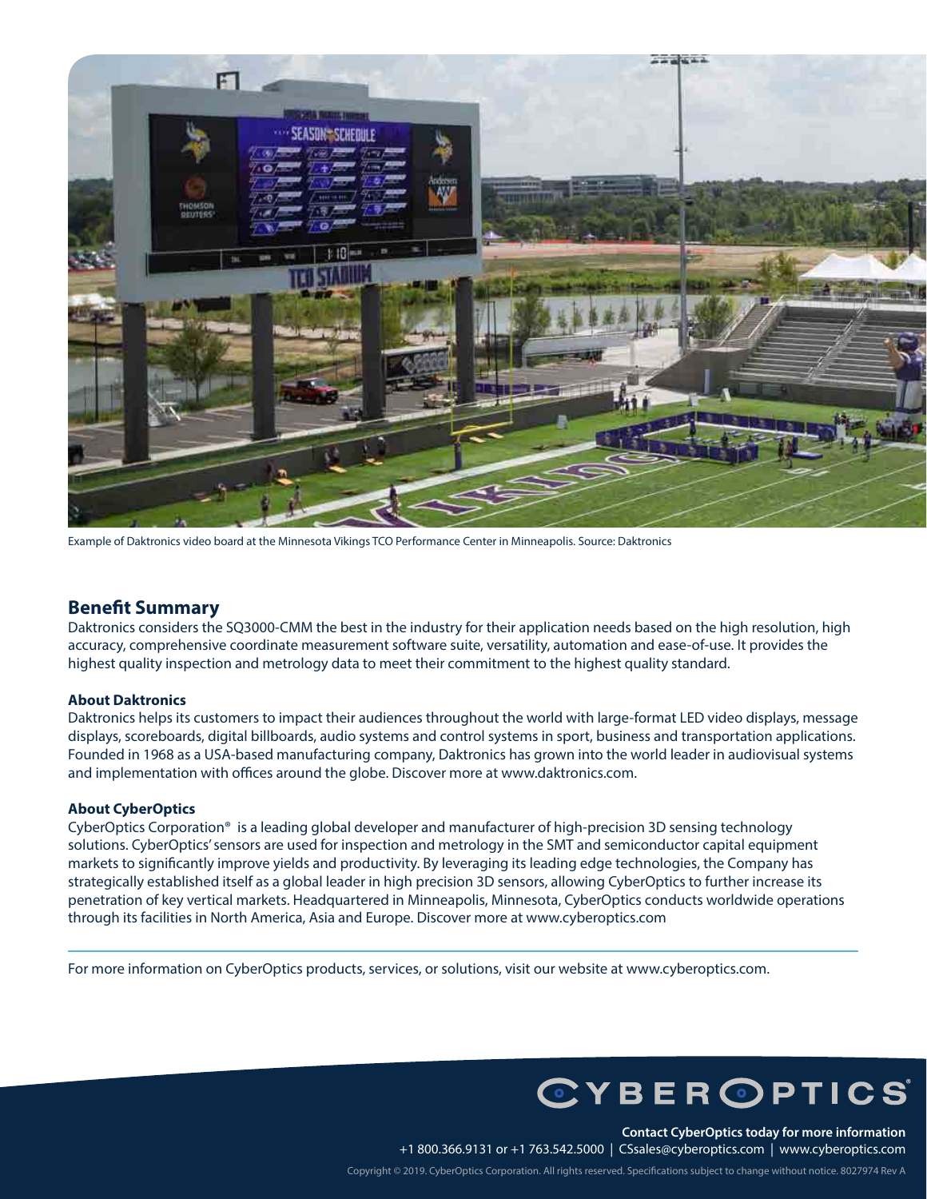Example of Daktronics video board at the Minnesota Vikings TCO Performance Center in Minneapolis. Source: Daktronics

## Benefit Summary

Daktronics considers the SQ3000-CMM the best in the industry for their application needs based on the high resolution, high accuracy, comprehensive coordinate measurement software suite, versatility, automation and ease-of-use. It provides the highest quality inspection and metrology data to meet their commitment to the highest quality standard.

**About Daktronics**

Daktronics helps its customers to impact their audiences throughout the world with large-format LED video displays, message displays, scoreboards, digital billboards, audio systems and control systems in sport, business and transportation applications. Founded in 1968 as a USA-based manufacturing company, Daktronics has grown into the world leader in audiovisual systems and implementation with offices around the globe. Discover more at www.daktronics.com.

**About CyberOptics**

CyberOptics Corporation® is a leading global developer and manufacturer of high-precision 3D sensing technology solutions. CyberOptics' sensors are used for inspection and metrology in the SMT and semiconductor capital equipment markets to significantly improve yields and productivity. By leveraging its leading edge technologies, the Company has strategically established itself as a global leader in high precision 3D sensors, allowing CyberOptics to further increase its penetration of key vertical markets. Headquartered in Minneapolis, Minnesota, CyberOptics conducts worldwide operations through its facilities in North America, Asia and Europe. Discover more at www.cyberoptics.com

---

For more information on CyberOptics products, services, or solutions, visit our website at www.cyberoptics.com.

CYBEROPTICS®

**Contact CyberOptics today for more information**

+1 800.366.9131 or +1 763.542.5000 | CSsales@cyberoptics.com | www.cyberoptics.com

Copyright © 2019. CyberOptics Corporation. All rights reserved. Specifications subject to change without notice. 8027974 Rev A